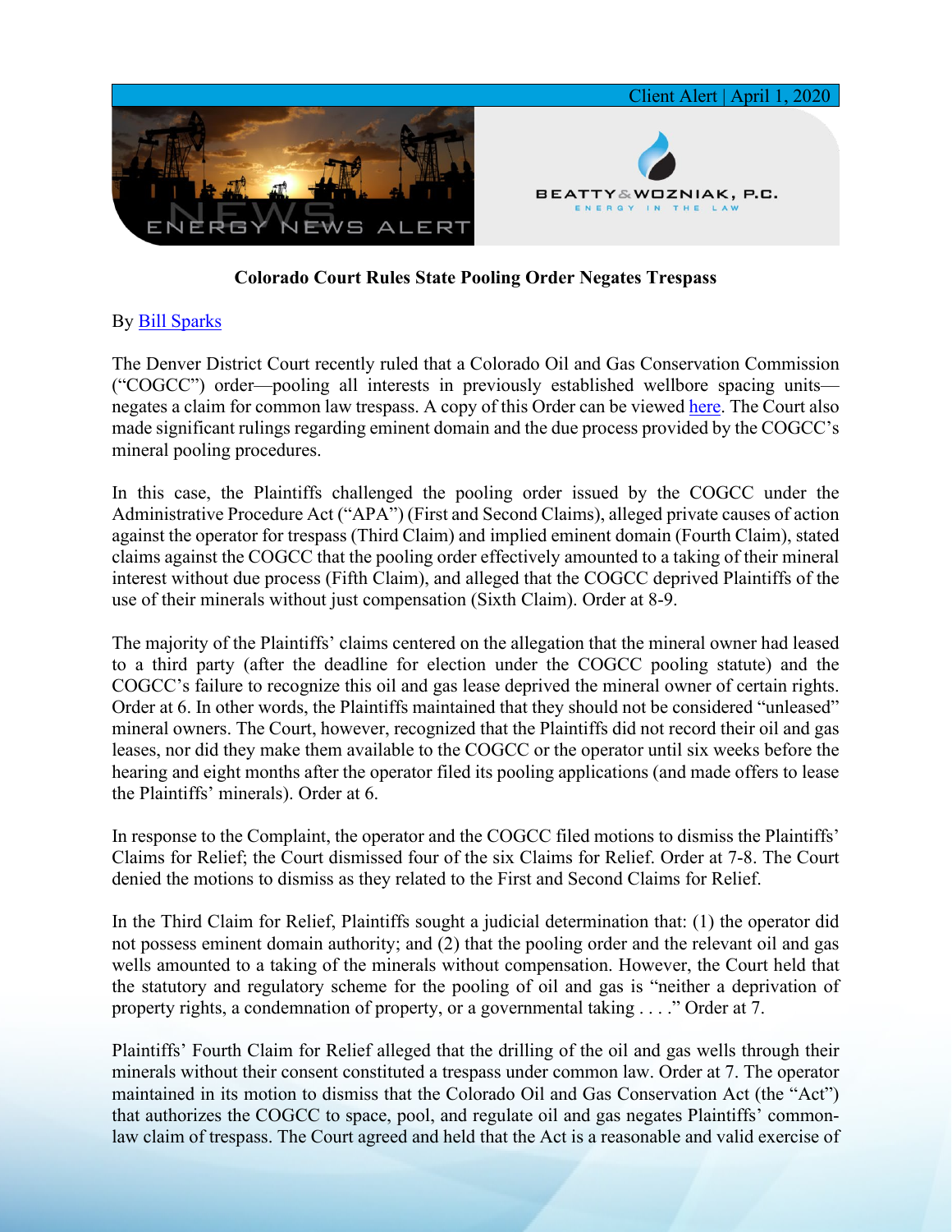Client Alert | April 1, 2020

**Colorado Court Rules State Pooling Order Negates Trespass**

By [Bill Sparks]()

The Denver District Court recently ruled that a Colorado Oil and Gas Conservation Commission ("COGCC") order—pooling all interests in previously established wellbore spacing units—negates a claim for common law trespass. A copy of this Order can be viewed [here](). The Court also made significant rulings regarding eminent domain and the due process provided by the COGCC's mineral pooling procedures.

In this case, the Plaintiffs challenged the pooling order issued by the COGCC under the Administrative Procedure Act ("APA") (First and Second Claims), alleged private causes of action against the operator for trespass (Third Claim) and implied eminent domain (Fourth Claim), stated claims against the COGCC that the pooling order effectively amounted to a taking of their mineral interest without due process (Fifth Claim), and alleged that the COGCC deprived Plaintiffs of the use of their minerals without just compensation (Sixth Claim). Order at 8-9.

The majority of the Plaintiffs' claims centered on the allegation that the mineral owner had leased to a third party (after the deadline for election under the COGCC pooling statute) and the COGCC's failure to recognize this oil and gas lease deprived the mineral owner of certain rights. Order at 6. In other words, the Plaintiffs maintained that they should not be considered "unleased" mineral owners. The Court, however, recognized that the Plaintiffs did not record their oil and gas leases, nor did they make them available to the COGCC or the operator until six weeks before the hearing and eight months after the operator filed its pooling applications (and made offers to lease the Plaintiffs' minerals). Order at 6.

In response to the Complaint, the operator and the COGCC filed motions to dismiss the Plaintiffs' Claims for Relief; the Court dismissed four of the six Claims for Relief. Order at 7-8. The Court denied the motions to dismiss as they related to the First and Second Claims for Relief.

In the Third Claim for Relief, Plaintiffs sought a judicial determination that: (1) the operator did not possess eminent domain authority; and (2) that the pooling order and the relevant oil and gas wells amounted to a taking of the minerals without compensation. However, the Court held that the statutory and regulatory scheme for the pooling of oil and gas is "neither a deprivation of property rights, a condemnation of property, or a governmental taking . . . ." Order at 7.

Plaintiffs' Fourth Claim for Relief alleged that the drilling of the oil and gas wells through their minerals without their consent constituted a trespass under common law. Order at 7. The operator maintained in its motion to dismiss that the Colorado Oil and Gas Conservation Act (the "Act") that authorizes the COGCC to space, pool, and regulate oil and gas negates Plaintiffs' common-law claim of trespass. The Court agreed and held that the Act is a reasonable and valid exercise of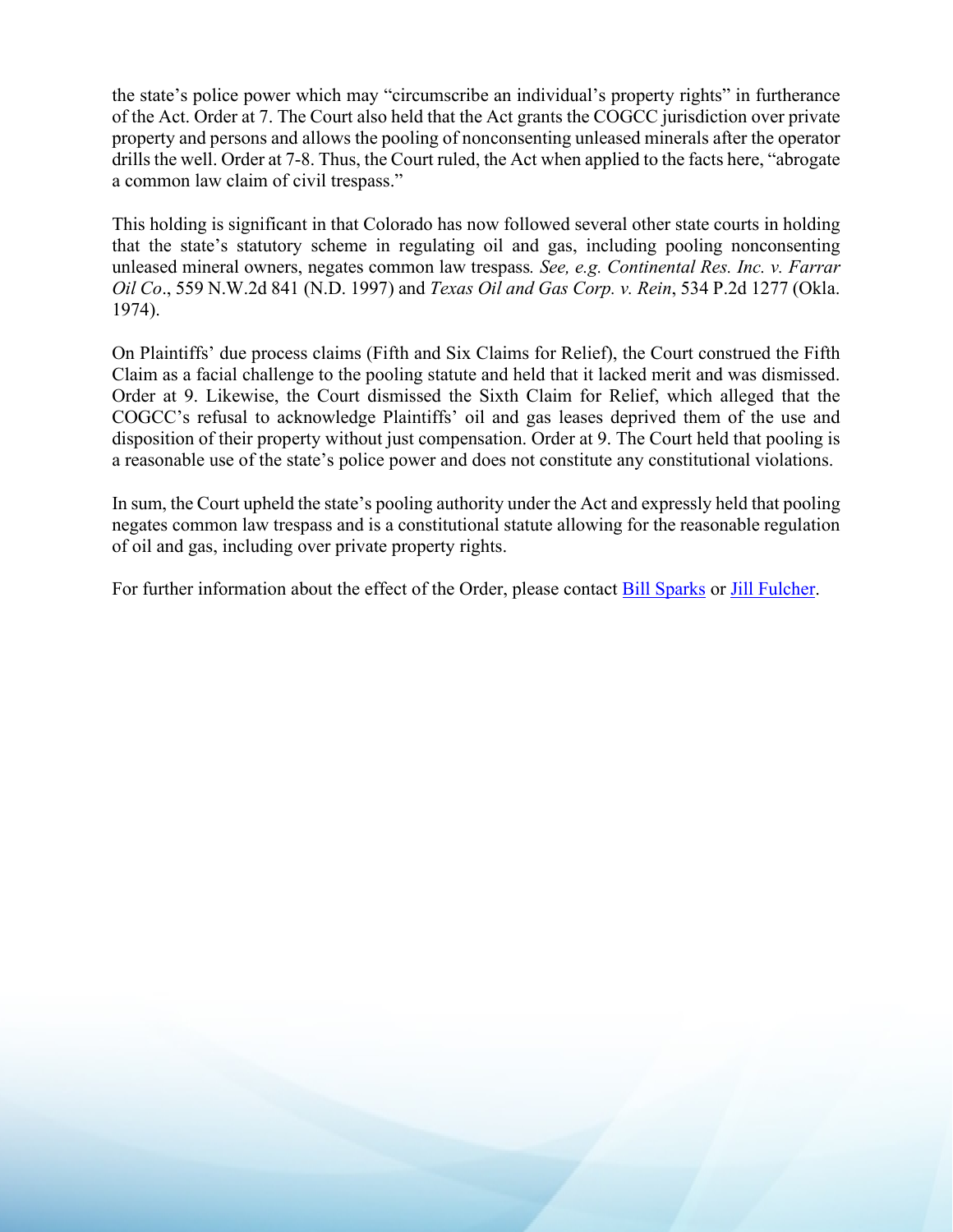the state's police power which may "circumscribe an individual's property rights" in furtherance of the Act. Order at 7. The Court also held that the Act grants the COGCC jurisdiction over private property and persons and allows the pooling of nonconsenting unleased minerals after the operator drills the well. Order at 7-8. Thus, the Court ruled, the Act when applied to the facts here, "abrogate a common law claim of civil trespass."

This holding is significant in that Colorado has now followed several other state courts in holding that the state's statutory scheme in regulating oil and gas, including pooling nonconsenting unleased mineral owners, negates common law trespass. *See, e.g. Continental Res. Inc. v. Farrar Oil Co*., 559 N.W.2d 841 (N.D. 1997) and *Texas Oil and Gas Corp. v. Rein*, 534 P.2d 1277 (Okla. 1974).

On Plaintiffs' due process claims (Fifth and Six Claims for Relief), the Court construed the Fifth Claim as a facial challenge to the pooling statute and held that it lacked merit and was dismissed. Order at 9. Likewise, the Court dismissed the Sixth Claim for Relief, which alleged that the COGCC's refusal to acknowledge Plaintiffs' oil and gas leases deprived them of the use and disposition of their property without just compensation. Order at 9. The Court held that pooling is a reasonable use of the state's police power and does not constitute any constitutional violations.

In sum, the Court upheld the state's pooling authority under the Act and expressly held that pooling negates common law trespass and is a constitutional statute allowing for the reasonable regulation of oil and gas, including over private property rights.

For further information about the effect of the Order, please contact Bill Sparks or Jill Fulcher.